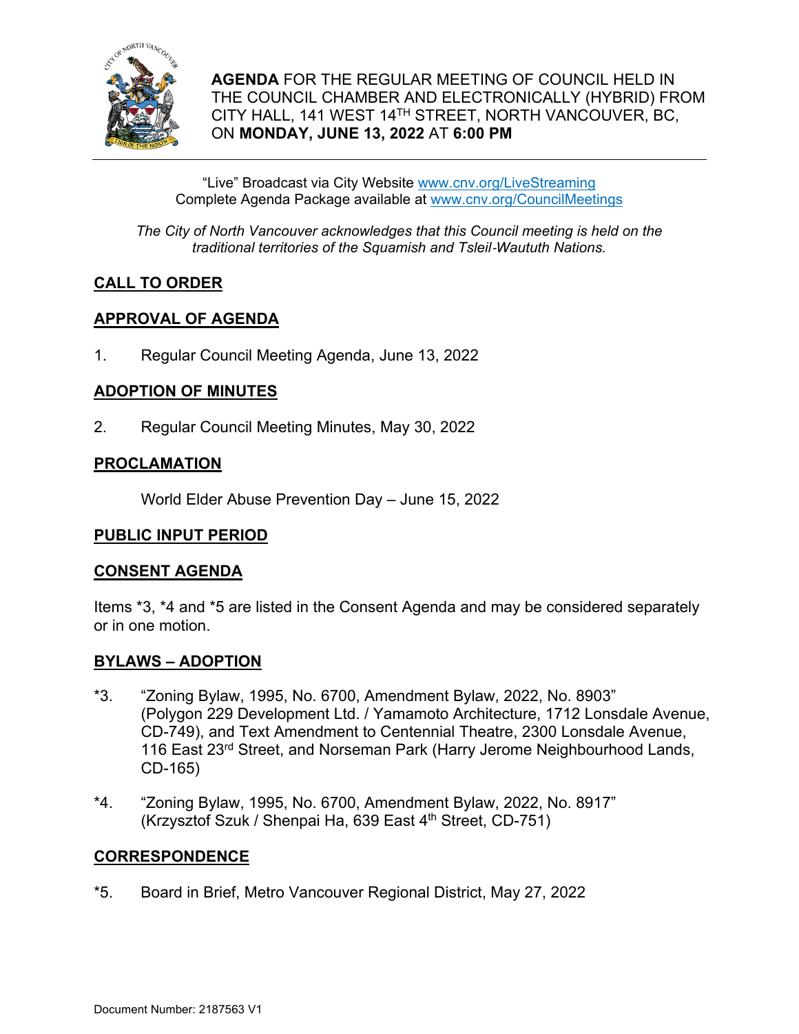**AGENDA** FOR THE REGULAR MEETING OF COUNCIL HELD IN THE COUNCIL CHAMBER AND ELECTRONICALLY (HYBRID) FROM CITY HALL, 141 WEST 14TH STREET, NORTH VANCOUVER, BC, ON **MONDAY, JUNE 13, 2022** AT **6:00 PM**

"Live" Broadcast via City Website www.cnv.org/LiveStreaming
Complete Agenda Package available at www.cnv.org/CouncilMeetings

*The City of North Vancouver acknowledges that this Council meeting is held on the traditional territories of the Squamish and Tsleil-Waututh Nations.*

## CALL TO ORDER

## APPROVAL OF AGENDA

1. Regular Council Meeting Agenda, June 13, 2022

## ADOPTION OF MINUTES

2. Regular Council Meeting Minutes, May 30, 2022

## PROCLAMATION

World Elder Abuse Prevention Day – June 15, 2022

## PUBLIC INPUT PERIOD

## CONSENT AGENDA

Items *3, *4 and *5 are listed in the Consent Agenda and may be considered separately or in one motion.

## BYLAWS – ADOPTION

*3. "Zoning Bylaw, 1995, No. 6700, Amendment Bylaw, 2022, No. 8903" (Polygon 229 Development Ltd. / Yamamoto Architecture, 1712 Lonsdale Avenue, CD-749), and Text Amendment to Centennial Theatre, 2300 Lonsdale Avenue, 116 East 23rd Street, and Norseman Park (Harry Jerome Neighbourhood Lands, CD-165)

*4. "Zoning Bylaw, 1995, No. 6700, Amendment Bylaw, 2022, No. 8917" (Krzysztof Szuk / Shenpai Ha, 639 East 4th Street, CD-751)

## CORRESPONDENCE

*5. Board in Brief, Metro Vancouver Regional District, May 27, 2022

Document Number: 2187563 V1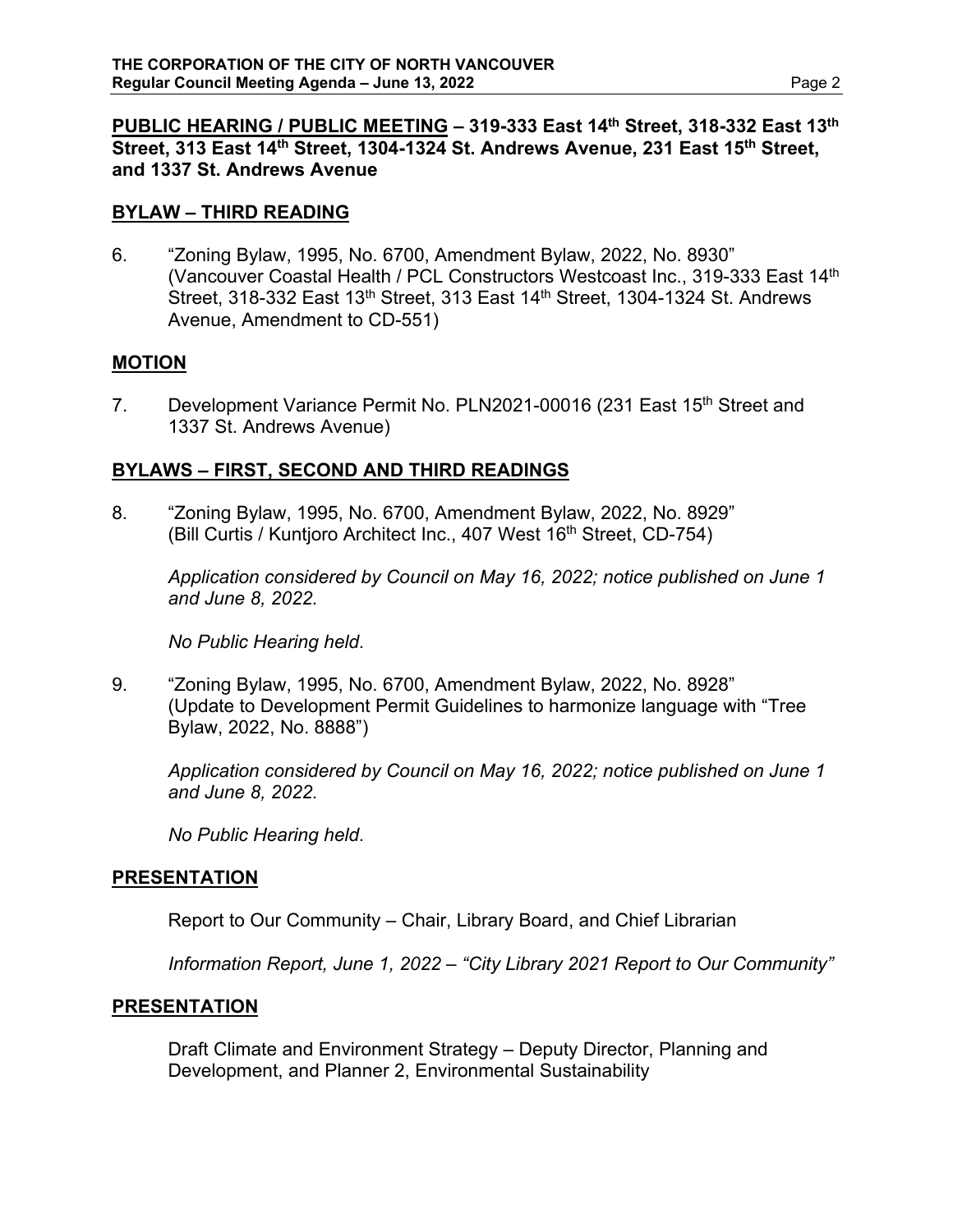**PUBLIC HEARING / PUBLIC MEETING – 319-333 East 14th Street, 318-332 East 13th Street, 313 East 14th Street, 1304-1324 St. Andrews Avenue, 231 East 15th Street, and 1337 St. Andrews Avenue**

**BYLAW – THIRD READING**

6. "Zoning Bylaw, 1995, No. 6700, Amendment Bylaw, 2022, No. 8930" (Vancouver Coastal Health / PCL Constructors Westcoast Inc., 319-333 East 14th Street, 318-332 East 13th Street, 313 East 14th Street, 1304-1324 St. Andrews Avenue, Amendment to CD-551)

**MOTION**

7. Development Variance Permit No. PLN2021-00016 (231 East 15th Street and 1337 St. Andrews Avenue)

**BYLAWS – FIRST, SECOND AND THIRD READINGS**

8. "Zoning Bylaw, 1995, No. 6700, Amendment Bylaw, 2022, No. 8929" (Bill Curtis / Kuntjoro Architect Inc., 407 West 16th Street, CD-754)

   *Application considered by Council on May 16, 2022; notice published on June 1 and June 8, 2022.*

   *No Public Hearing held*.

9. "Zoning Bylaw, 1995, No. 6700, Amendment Bylaw, 2022, No. 8928" (Update to Development Permit Guidelines to harmonize language with "Tree Bylaw, 2022, No. 8888")

   *Application considered by Council on May 16, 2022; notice published on June 1 and June 8, 2022.*

   *No Public Hearing held*.

**PRESENTATION**

Report to Our Community – Chair, Library Board, and Chief Librarian

*Information Report, June 1, 2022 – "City Library 2021 Report to Our Community"*

**PRESENTATION**

Draft Climate and Environment Strategy – Deputy Director, Planning and Development, and Planner 2, Environmental Sustainability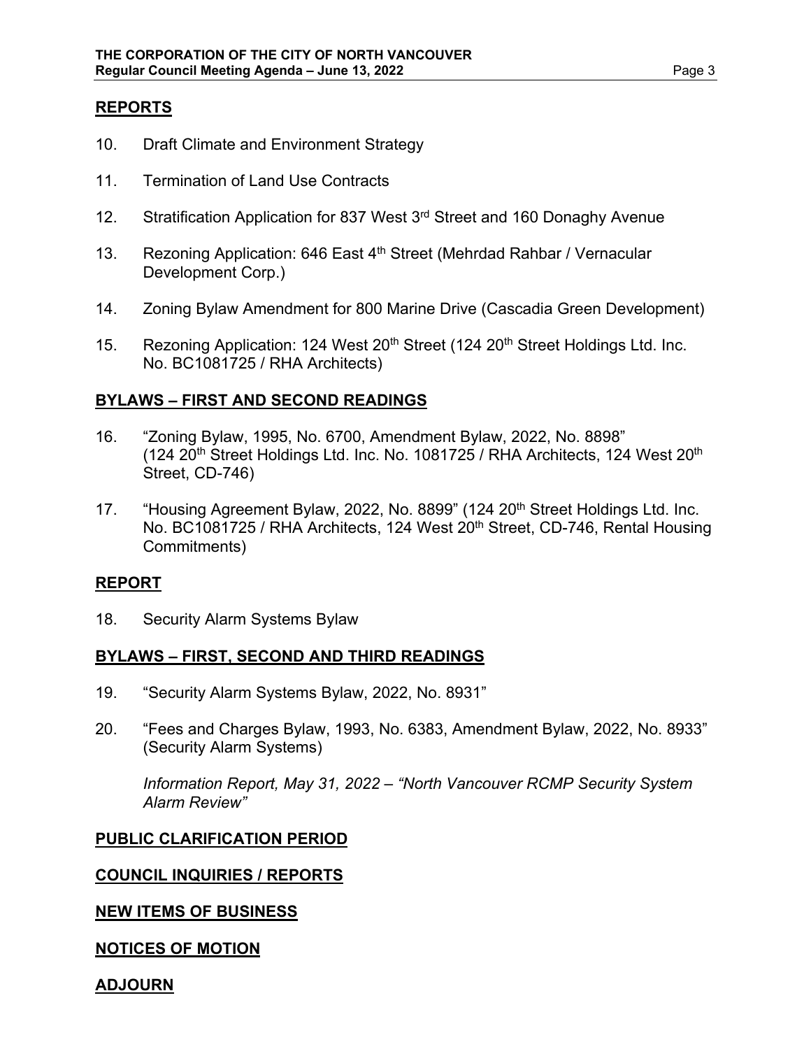## REPORTS

10. Draft Climate and Environment Strategy

11. Termination of Land Use Contracts

12. Stratification Application for 837 West 3rd Street and 160 Donaghy Avenue

13. Rezoning Application: 646 East 4th Street (Mehrdad Rahbar / Vernacular Development Corp.)

14. Zoning Bylaw Amendment for 800 Marine Drive (Cascadia Green Development)

15. Rezoning Application: 124 West 20th Street (124 20th Street Holdings Ltd. Inc. No. BC1081725 / RHA Architects)

## BYLAWS – FIRST AND SECOND READINGS

16. "Zoning Bylaw, 1995, No. 6700, Amendment Bylaw, 2022, No. 8898" (124 20th Street Holdings Ltd. Inc. No. 1081725 / RHA Architects, 124 West 20th Street, CD-746)

17. "Housing Agreement Bylaw, 2022, No. 8899" (124 20th Street Holdings Ltd. Inc. No. BC1081725 / RHA Architects, 124 West 20th Street, CD-746, Rental Housing Commitments)

## REPORT

18. Security Alarm Systems Bylaw

## BYLAWS – FIRST, SECOND AND THIRD READINGS

19. "Security Alarm Systems Bylaw, 2022, No. 8931"

20. "Fees and Charges Bylaw, 1993, No. 6383, Amendment Bylaw, 2022, No. 8933" (Security Alarm Systems)

    *Information Report, May 31, 2022 – "North Vancouver RCMP Security System Alarm Review"*

## PUBLIC CLARIFICATION PERIOD

## COUNCIL INQUIRIES / REPORTS

## NEW ITEMS OF BUSINESS

## NOTICES OF MOTION

## ADJOURN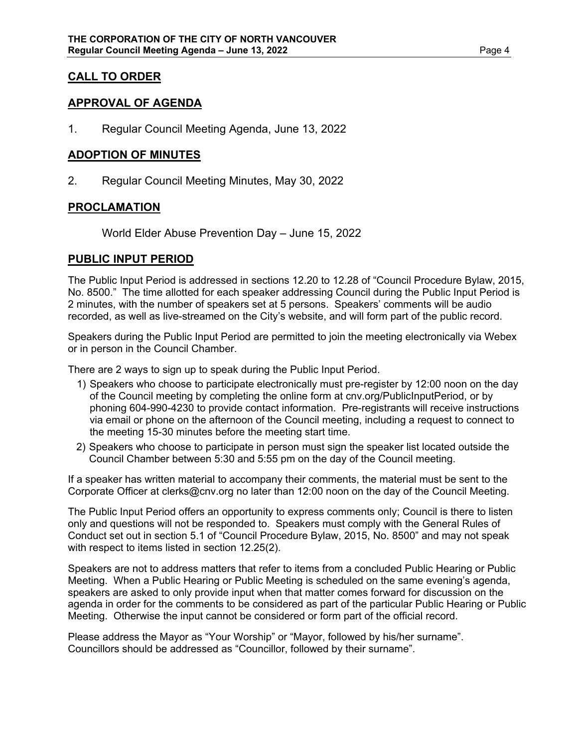## CALL TO ORDER

## APPROVAL OF AGENDA

1. Regular Council Meeting Agenda, June 13, 2022

## ADOPTION OF MINUTES

2. Regular Council Meeting Minutes, May 30, 2022

## PROCLAMATION

World Elder Abuse Prevention Day – June 15, 2022

## PUBLIC INPUT PERIOD

The Public Input Period is addressed in sections 12.20 to 12.28 of "Council Procedure Bylaw, 2015, No. 8500." The time allotted for each speaker addressing Council during the Public Input Period is 2 minutes, with the number of speakers set at 5 persons. Speakers' comments will be audio recorded, as well as live-streamed on the City's website, and will form part of the public record.

Speakers during the Public Input Period are permitted to join the meeting electronically via Webex or in person in the Council Chamber.

There are 2 ways to sign up to speak during the Public Input Period.

1) Speakers who choose to participate electronically must pre-register by 12:00 noon on the day of the Council meeting by completing the online form at cnv.org/PublicInputPeriod, or by phoning 604-990-4230 to provide contact information. Pre-registrants will receive instructions via email or phone on the afternoon of the Council meeting, including a request to connect to the meeting 15-30 minutes before the meeting start time.
2) Speakers who choose to participate in person must sign the speaker list located outside the Council Chamber between 5:30 and 5:55 pm on the day of the Council meeting.

If a speaker has written material to accompany their comments, the material must be sent to the Corporate Officer at clerks@cnv.org no later than 12:00 noon on the day of the Council Meeting.

The Public Input Period offers an opportunity to express comments only; Council is there to listen only and questions will not be responded to. Speakers must comply with the General Rules of Conduct set out in section 5.1 of "Council Procedure Bylaw, 2015, No. 8500" and may not speak with respect to items listed in section 12.25(2).

Speakers are not to address matters that refer to items from a concluded Public Hearing or Public Meeting. When a Public Hearing or Public Meeting is scheduled on the same evening's agenda, speakers are asked to only provide input when that matter comes forward for discussion on the agenda in order for the comments to be considered as part of the particular Public Hearing or Public Meeting. Otherwise the input cannot be considered or form part of the official record.

Please address the Mayor as "Your Worship" or "Mayor, followed by his/her surname".
Councillors should be addressed as "Councillor, followed by their surname".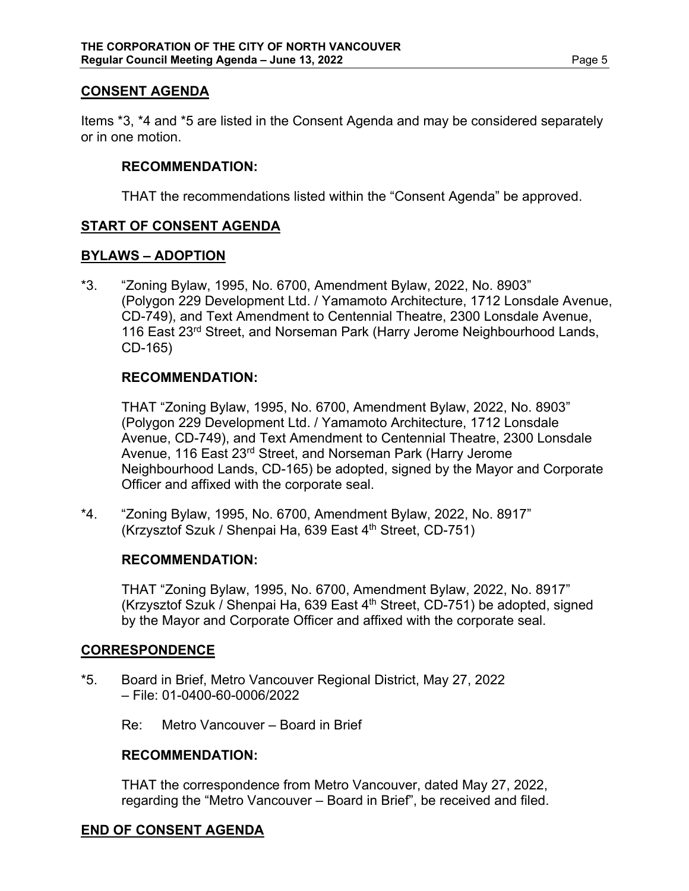## CONSENT AGENDA

Items *3, *4 and *5 are listed in the Consent Agenda and may be considered separately or in one motion.

**RECOMMENDATION:**

THAT the recommendations listed within the "Consent Agenda" be approved.

## START OF CONSENT AGENDA

## BYLAWS – ADOPTION

*3. "Zoning Bylaw, 1995, No. 6700, Amendment Bylaw, 2022, No. 8903" (Polygon 229 Development Ltd. / Yamamoto Architecture, 1712 Lonsdale Avenue, CD-749), and Text Amendment to Centennial Theatre, 2300 Lonsdale Avenue, 116 East 23rd Street, and Norseman Park (Harry Jerome Neighbourhood Lands, CD-165)

**RECOMMENDATION:**

THAT "Zoning Bylaw, 1995, No. 6700, Amendment Bylaw, 2022, No. 8903" (Polygon 229 Development Ltd. / Yamamoto Architecture, 1712 Lonsdale Avenue, CD-749), and Text Amendment to Centennial Theatre, 2300 Lonsdale Avenue, 116 East 23rd Street, and Norseman Park (Harry Jerome Neighbourhood Lands, CD-165) be adopted, signed by the Mayor and Corporate Officer and affixed with the corporate seal.

*4. "Zoning Bylaw, 1995, No. 6700, Amendment Bylaw, 2022, No. 8917" (Krzysztof Szuk / Shenpai Ha, 639 East 4th Street, CD-751)

**RECOMMENDATION:**

THAT "Zoning Bylaw, 1995, No. 6700, Amendment Bylaw, 2022, No. 8917" (Krzysztof Szuk / Shenpai Ha, 639 East 4th Street, CD-751) be adopted, signed by the Mayor and Corporate Officer and affixed with the corporate seal.

## CORRESPONDENCE

*5. Board in Brief, Metro Vancouver Regional District, May 27, 2022 – File: 01-0400-60-0006/2022

Re: Metro Vancouver – Board in Brief

**RECOMMENDATION:**

THAT the correspondence from Metro Vancouver, dated May 27, 2022, regarding the "Metro Vancouver – Board in Brief", be received and filed.

## END OF CONSENT AGENDA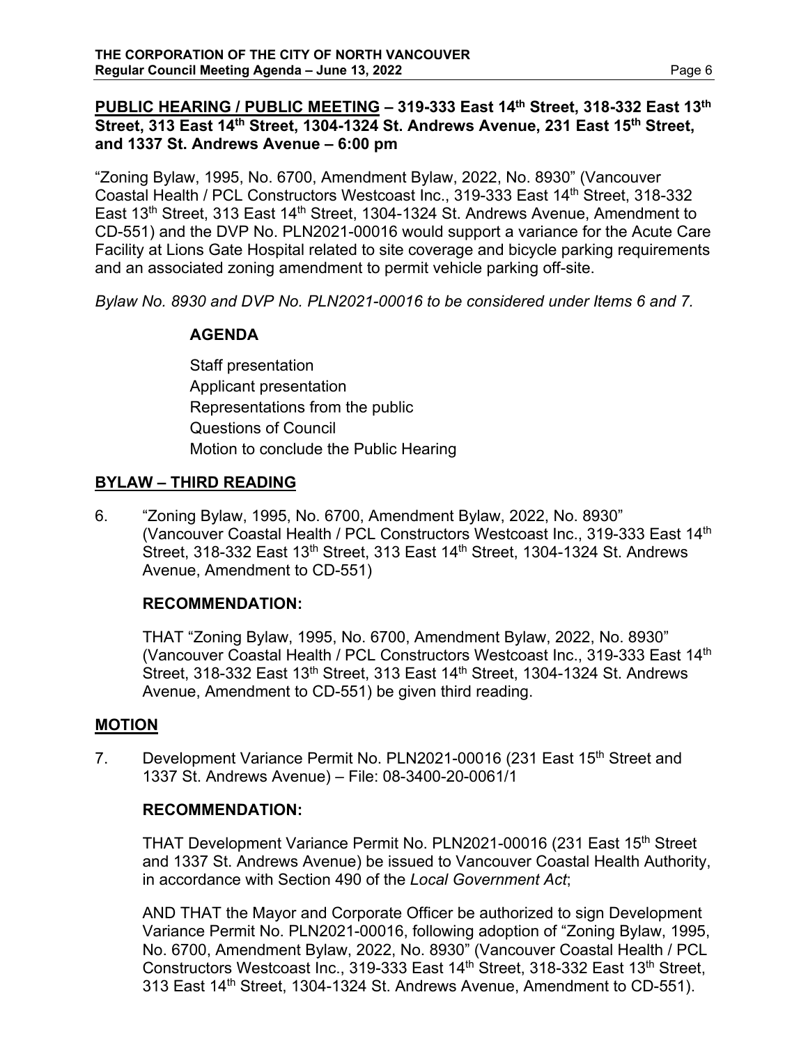## PUBLIC HEARING / PUBLIC MEETING – 319-333 East 14th Street, 318-332 East 13th Street, 313 East 14th Street, 1304-1324 St. Andrews Avenue, 231 East 15th Street, and 1337 St. Andrews Avenue – 6:00 pm

"Zoning Bylaw, 1995, No. 6700, Amendment Bylaw, 2022, No. 8930" (Vancouver Coastal Health / PCL Constructors Westcoast Inc., 319-333 East 14th Street, 318-332 East 13th Street, 313 East 14th Street, 1304-1324 St. Andrews Avenue, Amendment to CD-551) and the DVP No. PLN2021-00016 would support a variance for the Acute Care Facility at Lions Gate Hospital related to site coverage and bicycle parking requirements and an associated zoning amendment to permit vehicle parking off-site.

*Bylaw No. 8930 and DVP No. PLN2021-00016 to be considered under Items 6 and 7.*

**AGENDA**

Staff presentation
Applicant presentation
Representations from the public
Questions of Council
Motion to conclude the Public Hearing

## BYLAW – THIRD READING

6. "Zoning Bylaw, 1995, No. 6700, Amendment Bylaw, 2022, No. 8930" (Vancouver Coastal Health / PCL Constructors Westcoast Inc., 319-333 East 14th Street, 318-332 East 13th Street, 313 East 14th Street, 1304-1324 St. Andrews Avenue, Amendment to CD-551)

**RECOMMENDATION:**

THAT "Zoning Bylaw, 1995, No. 6700, Amendment Bylaw, 2022, No. 8930" (Vancouver Coastal Health / PCL Constructors Westcoast Inc., 319-333 East 14th Street, 318-332 East 13th Street, 313 East 14th Street, 1304-1324 St. Andrews Avenue, Amendment to CD-551) be given third reading.

## MOTION

7. Development Variance Permit No. PLN2021-00016 (231 East 15th Street and 1337 St. Andrews Avenue) – File: 08-3400-20-0061/1

**RECOMMENDATION:**

THAT Development Variance Permit No. PLN2021-00016 (231 East 15th Street and 1337 St. Andrews Avenue) be issued to Vancouver Coastal Health Authority, in accordance with Section 490 of the *Local Government Act*;

AND THAT the Mayor and Corporate Officer be authorized to sign Development Variance Permit No. PLN2021-00016, following adoption of "Zoning Bylaw, 1995, No. 6700, Amendment Bylaw, 2022, No. 8930" (Vancouver Coastal Health / PCL Constructors Westcoast Inc., 319-333 East 14th Street, 318-332 East 13th Street, 313 East 14th Street, 1304-1324 St. Andrews Avenue, Amendment to CD-551).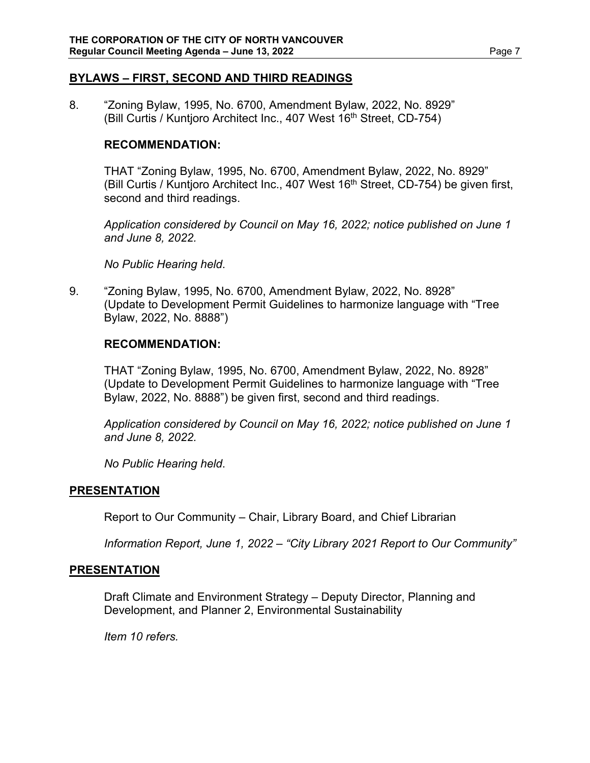## BYLAWS – FIRST, SECOND AND THIRD READINGS

8. "Zoning Bylaw, 1995, No. 6700, Amendment Bylaw, 2022, No. 8929" (Bill Curtis / Kuntjoro Architect Inc., 407 West 16th Street, CD-754)

   **RECOMMENDATION:**

   THAT "Zoning Bylaw, 1995, No. 6700, Amendment Bylaw, 2022, No. 8929" (Bill Curtis / Kuntjoro Architect Inc., 407 West 16th Street, CD-754) be given first, second and third readings.

   *Application considered by Council on May 16, 2022; notice published on June 1 and June 8, 2022.*

   *No Public Hearing held.*

9. "Zoning Bylaw, 1995, No. 6700, Amendment Bylaw, 2022, No. 8928" (Update to Development Permit Guidelines to harmonize language with "Tree Bylaw, 2022, No. 8888")

   **RECOMMENDATION:**

   THAT "Zoning Bylaw, 1995, No. 6700, Amendment Bylaw, 2022, No. 8928" (Update to Development Permit Guidelines to harmonize language with "Tree Bylaw, 2022, No. 8888") be given first, second and third readings.

   *Application considered by Council on May 16, 2022; notice published on June 1 and June 8, 2022.*

   *No Public Hearing held.*

## PRESENTATION

Report to Our Community – Chair, Library Board, and Chief Librarian

*Information Report, June 1, 2022 – "City Library 2021 Report to Our Community"*

## PRESENTATION

Draft Climate and Environment Strategy – Deputy Director, Planning and Development, and Planner 2, Environmental Sustainability

*Item 10 refers.*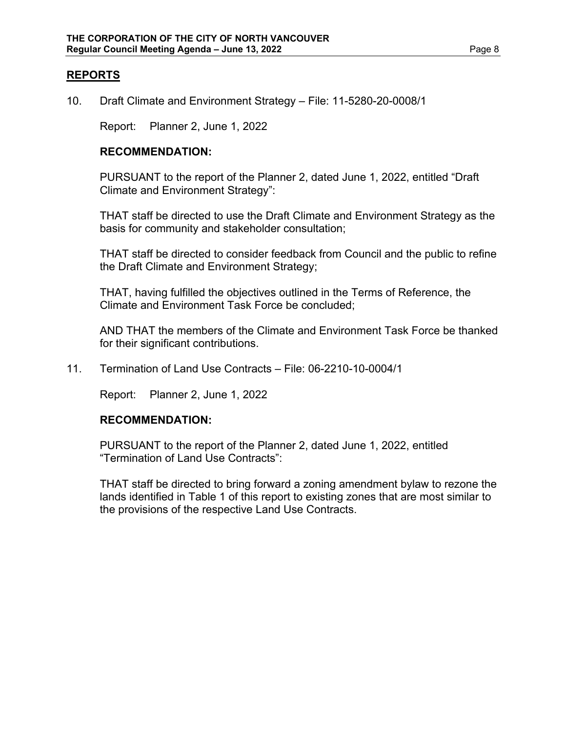## REPORTS

10. Draft Climate and Environment Strategy – File: 11-5280-20-0008/1

    Report: Planner 2, June 1, 2022

    **RECOMMENDATION:**

    PURSUANT to the report of the Planner 2, dated June 1, 2022, entitled "Draft Climate and Environment Strategy":

    THAT staff be directed to use the Draft Climate and Environment Strategy as the basis for community and stakeholder consultation;

    THAT staff be directed to consider feedback from Council and the public to refine the Draft Climate and Environment Strategy;

    THAT, having fulfilled the objectives outlined in the Terms of Reference, the Climate and Environment Task Force be concluded;

    AND THAT the members of the Climate and Environment Task Force be thanked for their significant contributions.

11. Termination of Land Use Contracts – File: 06-2210-10-0004/1

    Report: Planner 2, June 1, 2022

    **RECOMMENDATION:**

    PURSUANT to the report of the Planner 2, dated June 1, 2022, entitled "Termination of Land Use Contracts":

    THAT staff be directed to bring forward a zoning amendment bylaw to rezone the lands identified in Table 1 of this report to existing zones that are most similar to the provisions of the respective Land Use Contracts.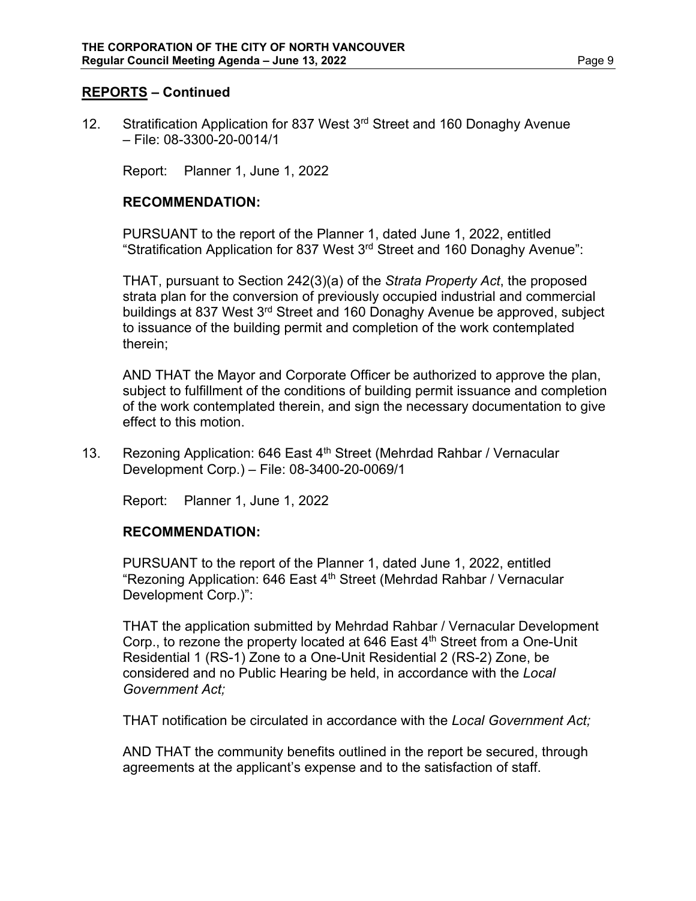## REPORTS – Continued

12. Stratification Application for 837 West 3rd Street and 160 Donaghy Avenue – File: 08-3300-20-0014/1

    Report: Planner 1, June 1, 2022

    **RECOMMENDATION:**

    PURSUANT to the report of the Planner 1, dated June 1, 2022, entitled "Stratification Application for 837 West 3rd Street and 160 Donaghy Avenue":

    THAT, pursuant to Section 242(3)(a) of the *Strata Property Act*, the proposed strata plan for the conversion of previously occupied industrial and commercial buildings at 837 West 3rd Street and 160 Donaghy Avenue be approved, subject to issuance of the building permit and completion of the work contemplated therein;

    AND THAT the Mayor and Corporate Officer be authorized to approve the plan, subject to fulfillment of the conditions of building permit issuance and completion of the work contemplated therein, and sign the necessary documentation to give effect to this motion.

13. Rezoning Application: 646 East 4th Street (Mehrdad Rahbar / Vernacular Development Corp.) – File: 08-3400-20-0069/1

    Report: Planner 1, June 1, 2022

    **RECOMMENDATION:**

    PURSUANT to the report of the Planner 1, dated June 1, 2022, entitled "Rezoning Application: 646 East 4th Street (Mehrdad Rahbar / Vernacular Development Corp.)":

    THAT the application submitted by Mehrdad Rahbar / Vernacular Development Corp., to rezone the property located at 646 East 4th Street from a One-Unit Residential 1 (RS-1) Zone to a One-Unit Residential 2 (RS-2) Zone, be considered and no Public Hearing be held, in accordance with the *Local Government Act;*

    THAT notification be circulated in accordance with the *Local Government Act;*

    AND THAT the community benefits outlined in the report be secured, through agreements at the applicant's expense and to the satisfaction of staff.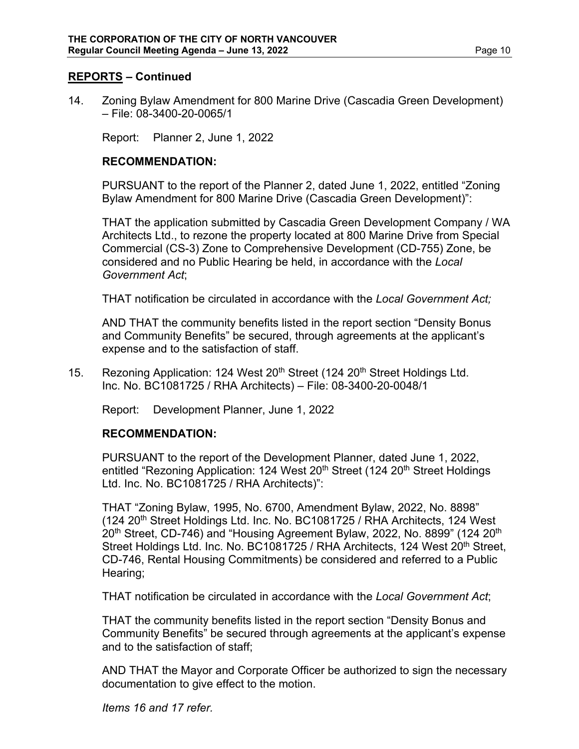## REPORTS – Continued

14. Zoning Bylaw Amendment for 800 Marine Drive (Cascadia Green Development) – File: 08-3400-20-0065/1

    Report: Planner 2, June 1, 2022

    **RECOMMENDATION:**

    PURSUANT to the report of the Planner 2, dated June 1, 2022, entitled "Zoning Bylaw Amendment for 800 Marine Drive (Cascadia Green Development)":

    THAT the application submitted by Cascadia Green Development Company / WA Architects Ltd., to rezone the property located at 800 Marine Drive from Special Commercial (CS-3) Zone to Comprehensive Development (CD-755) Zone, be considered and no Public Hearing be held, in accordance with the *Local Government Act*;

    THAT notification be circulated in accordance with the *Local Government Act;*

    AND THAT the community benefits listed in the report section "Density Bonus and Community Benefits" be secured, through agreements at the applicant's expense and to the satisfaction of staff.

15. Rezoning Application: 124 West 20th Street (124 20th Street Holdings Ltd. Inc. No. BC1081725 / RHA Architects) – File: 08-3400-20-0048/1

    Report: Development Planner, June 1, 2022

    **RECOMMENDATION:**

    PURSUANT to the report of the Development Planner, dated June 1, 2022, entitled "Rezoning Application: 124 West 20th Street (124 20th Street Holdings Ltd. Inc. No. BC1081725 / RHA Architects)":

    THAT "Zoning Bylaw, 1995, No. 6700, Amendment Bylaw, 2022, No. 8898" (124 20th Street Holdings Ltd. Inc. No. BC1081725 / RHA Architects, 124 West 20th Street, CD-746) and "Housing Agreement Bylaw, 2022, No. 8899" (124 20th Street Holdings Ltd. Inc. No. BC1081725 / RHA Architects, 124 West 20th Street, CD-746, Rental Housing Commitments) be considered and referred to a Public Hearing;

    THAT notification be circulated in accordance with the *Local Government Act*;

    THAT the community benefits listed in the report section "Density Bonus and Community Benefits" be secured through agreements at the applicant's expense and to the satisfaction of staff;

    AND THAT the Mayor and Corporate Officer be authorized to sign the necessary documentation to give effect to the motion.

    *Items 16 and 17 refer.*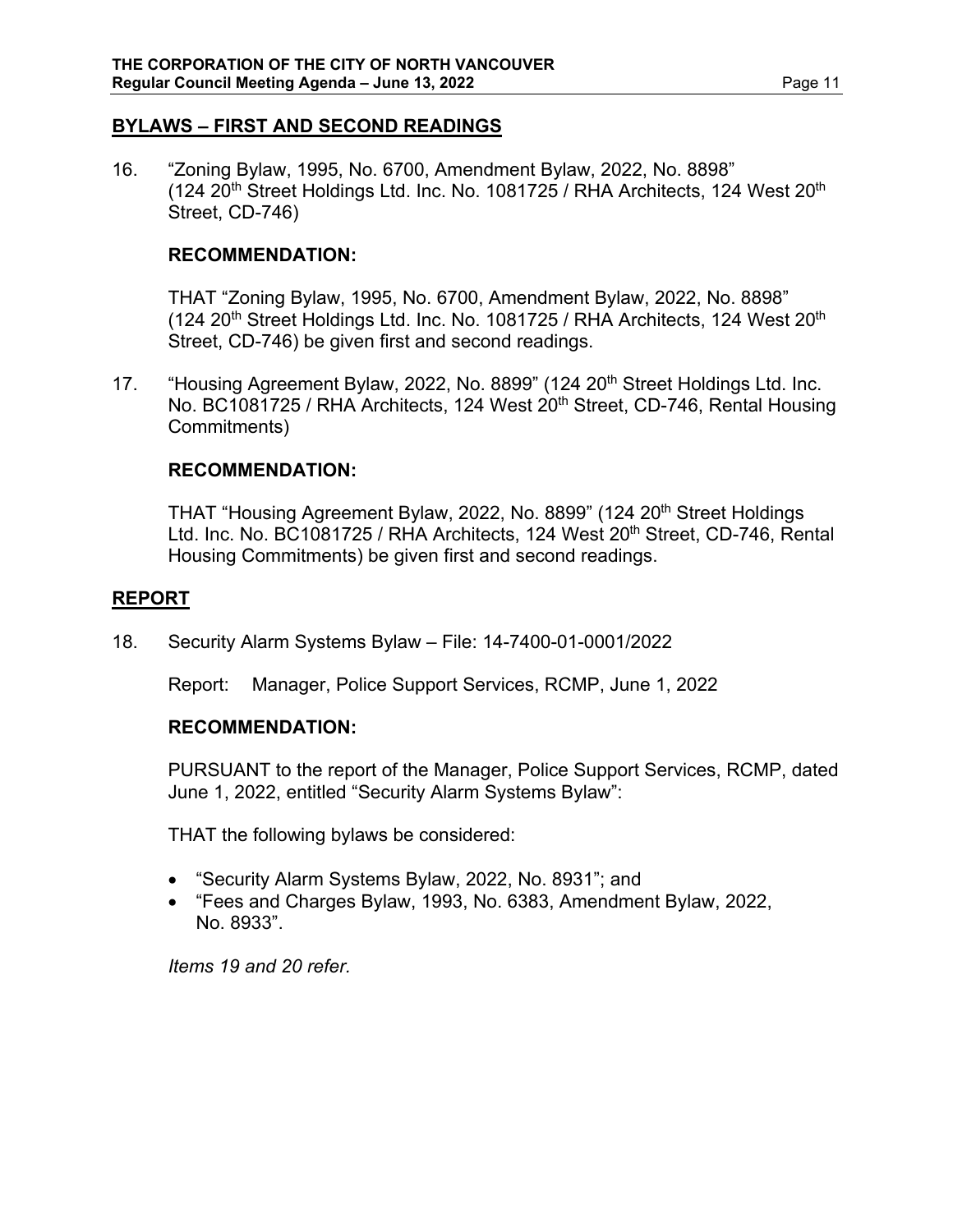## BYLAWS – FIRST AND SECOND READINGS

16. "Zoning Bylaw, 1995, No. 6700, Amendment Bylaw, 2022, No. 8898" (124 20th Street Holdings Ltd. Inc. No. 1081725 / RHA Architects, 124 West 20th Street, CD-746)

    **RECOMMENDATION:**

    THAT "Zoning Bylaw, 1995, No. 6700, Amendment Bylaw, 2022, No. 8898" (124 20th Street Holdings Ltd. Inc. No. 1081725 / RHA Architects, 124 West 20th Street, CD-746) be given first and second readings.

17. "Housing Agreement Bylaw, 2022, No. 8899" (124 20th Street Holdings Ltd. Inc. No. BC1081725 / RHA Architects, 124 West 20th Street, CD-746, Rental Housing Commitments)

    **RECOMMENDATION:**

    THAT "Housing Agreement Bylaw, 2022, No. 8899" (124 20th Street Holdings Ltd. Inc. No. BC1081725 / RHA Architects, 124 West 20th Street, CD-746, Rental Housing Commitments) be given first and second readings.

## REPORT

18. Security Alarm Systems Bylaw – File: 14-7400-01-0001/2022

    Report: Manager, Police Support Services, RCMP, June 1, 2022

    **RECOMMENDATION:**

    PURSUANT to the report of the Manager, Police Support Services, RCMP, dated June 1, 2022, entitled "Security Alarm Systems Bylaw":

    THAT the following bylaws be considered:

    - "Security Alarm Systems Bylaw, 2022, No. 8931"; and
    - "Fees and Charges Bylaw, 1993, No. 6383, Amendment Bylaw, 2022, No. 8933".

    *Items 19 and 20 refer.*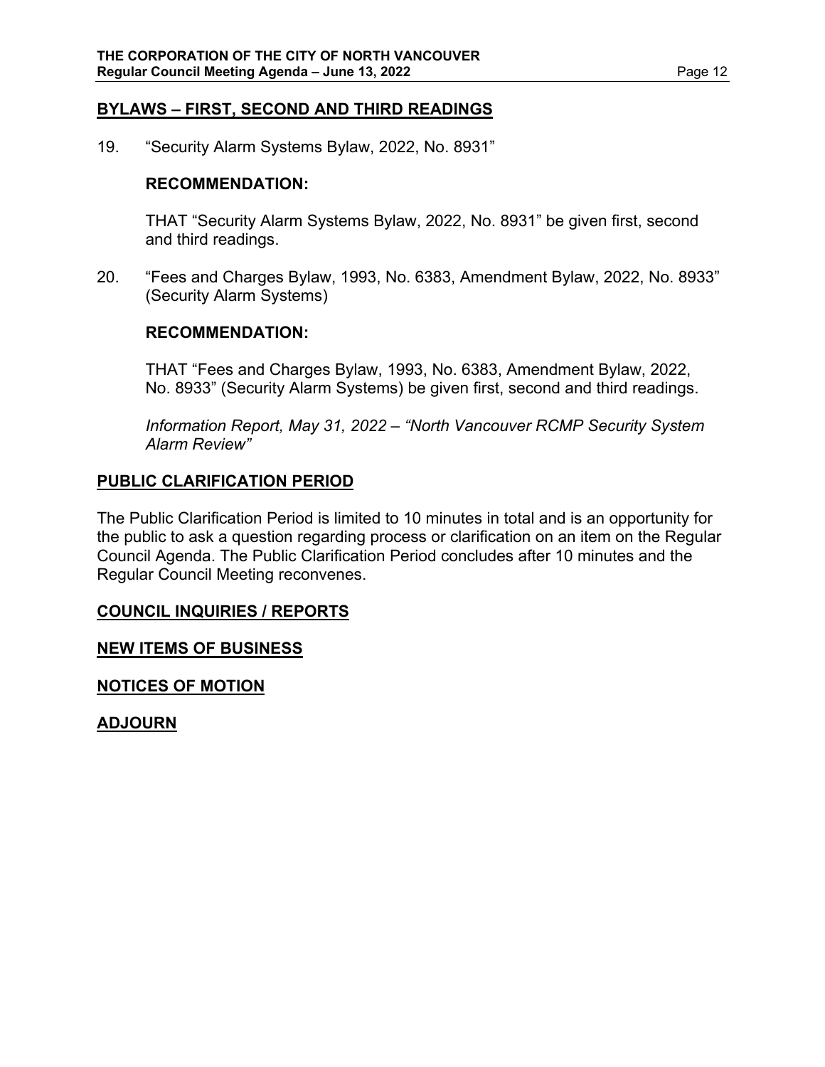## BYLAWS – FIRST, SECOND AND THIRD READINGS

19. "Security Alarm Systems Bylaw, 2022, No. 8931"

    **RECOMMENDATION:**

    THAT "Security Alarm Systems Bylaw, 2022, No. 8931" be given first, second and third readings.

20. "Fees and Charges Bylaw, 1993, No. 6383, Amendment Bylaw, 2022, No. 8933" (Security Alarm Systems)

    **RECOMMENDATION:**

    THAT "Fees and Charges Bylaw, 1993, No. 6383, Amendment Bylaw, 2022, No. 8933" (Security Alarm Systems) be given first, second and third readings.

    *Information Report, May 31, 2022 – "North Vancouver RCMP Security System Alarm Review"*

## PUBLIC CLARIFICATION PERIOD

The Public Clarification Period is limited to 10 minutes in total and is an opportunity for the public to ask a question regarding process or clarification on an item on the Regular Council Agenda. The Public Clarification Period concludes after 10 minutes and the Regular Council Meeting reconvenes.

## COUNCIL INQUIRIES / REPORTS

## NEW ITEMS OF BUSINESS

## NOTICES OF MOTION

## ADJOURN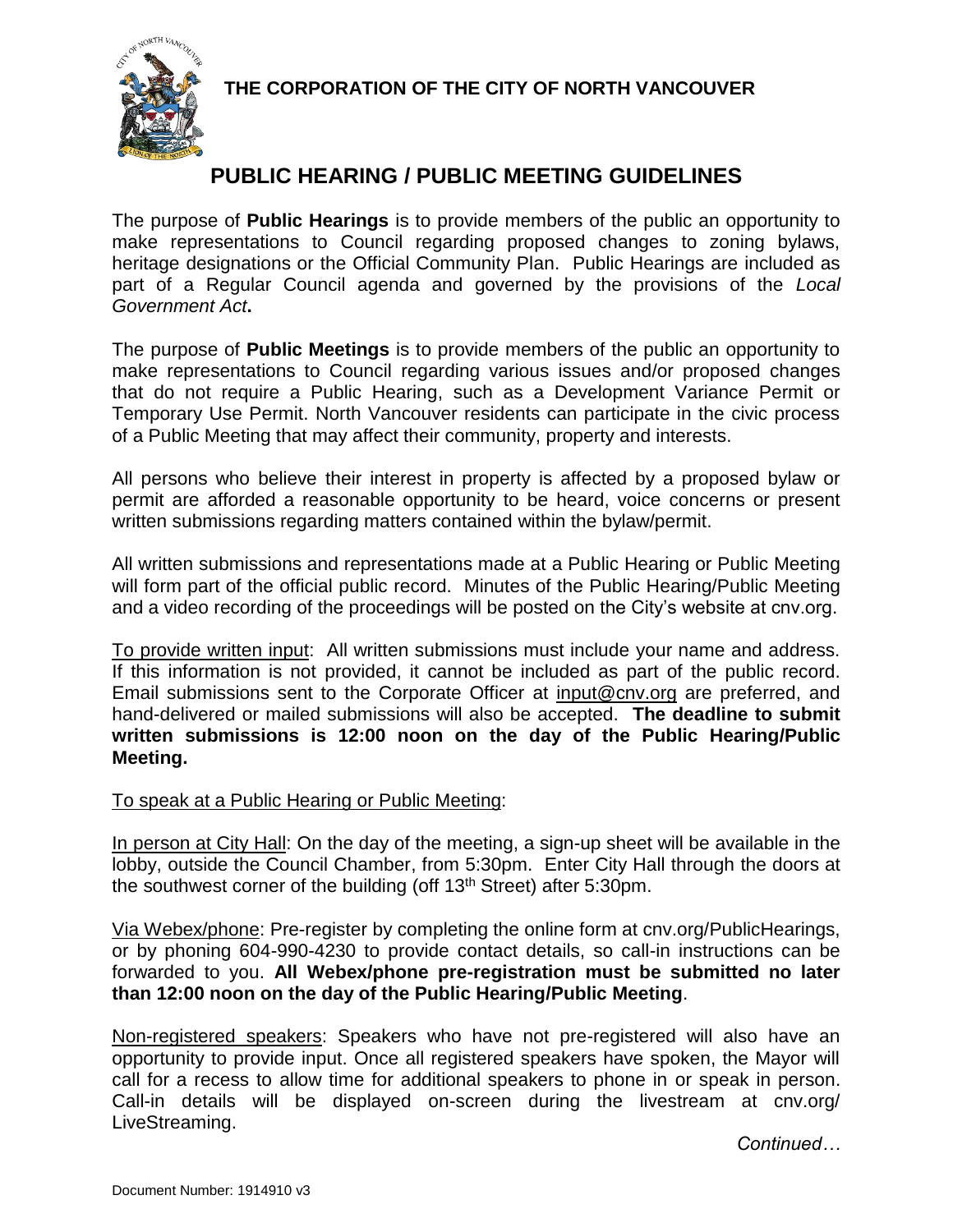**THE CORPORATION OF THE CITY OF NORTH VANCOUVER**

# PUBLIC HEARING / PUBLIC MEETING GUIDELINES

The purpose of **Public Hearings** is to provide members of the public an opportunity to make representations to Council regarding proposed changes to zoning bylaws, heritage designations or the Official Community Plan. Public Hearings are included as part of a Regular Council agenda and governed by the provisions of the *Local Government Act***.**

The purpose of **Public Meetings** is to provide members of the public an opportunity to make representations to Council regarding various issues and/or proposed changes that do not require a Public Hearing, such as a Development Variance Permit or Temporary Use Permit. North Vancouver residents can participate in the civic process of a Public Meeting that may affect their community, property and interests.

All persons who believe their interest in property is affected by a proposed bylaw or permit are afforded a reasonable opportunity to be heard, voice concerns or present written submissions regarding matters contained within the bylaw/permit.

All written submissions and representations made at a Public Hearing or Public Meeting will form part of the official public record. Minutes of the Public Hearing/Public Meeting and a video recording of the proceedings will be posted on the City's website at cnv.org.

To provide written input: All written submissions must include your name and address. If this information is not provided, it cannot be included as part of the public record. Email submissions sent to the Corporate Officer at input@cnv.org are preferred, and hand-delivered or mailed submissions will also be accepted. **The deadline to submit written submissions is 12:00 noon on the day of the Public Hearing/Public Meeting.**

To speak at a Public Hearing or Public Meeting:

In person at City Hall: On the day of the meeting, a sign-up sheet will be available in the lobby, outside the Council Chamber, from 5:30pm. Enter City Hall through the doors at the southwest corner of the building (off 13th Street) after 5:30pm.

Via Webex/phone: Pre-register by completing the online form at cnv.org/PublicHearings, or by phoning 604-990-4230 to provide contact details, so call-in instructions can be forwarded to you. **All Webex/phone pre-registration must be submitted no later than 12:00 noon on the day of the Public Hearing/Public Meeting**.

Non-registered speakers: Speakers who have not pre-registered will also have an opportunity to provide input. Once all registered speakers have spoken, the Mayor will call for a recess to allow time for additional speakers to phone in or speak in person. Call-in details will be displayed on-screen during the livestream at cnv.org/ LiveStreaming.

*Continued…*

Document Number: 1914910 v3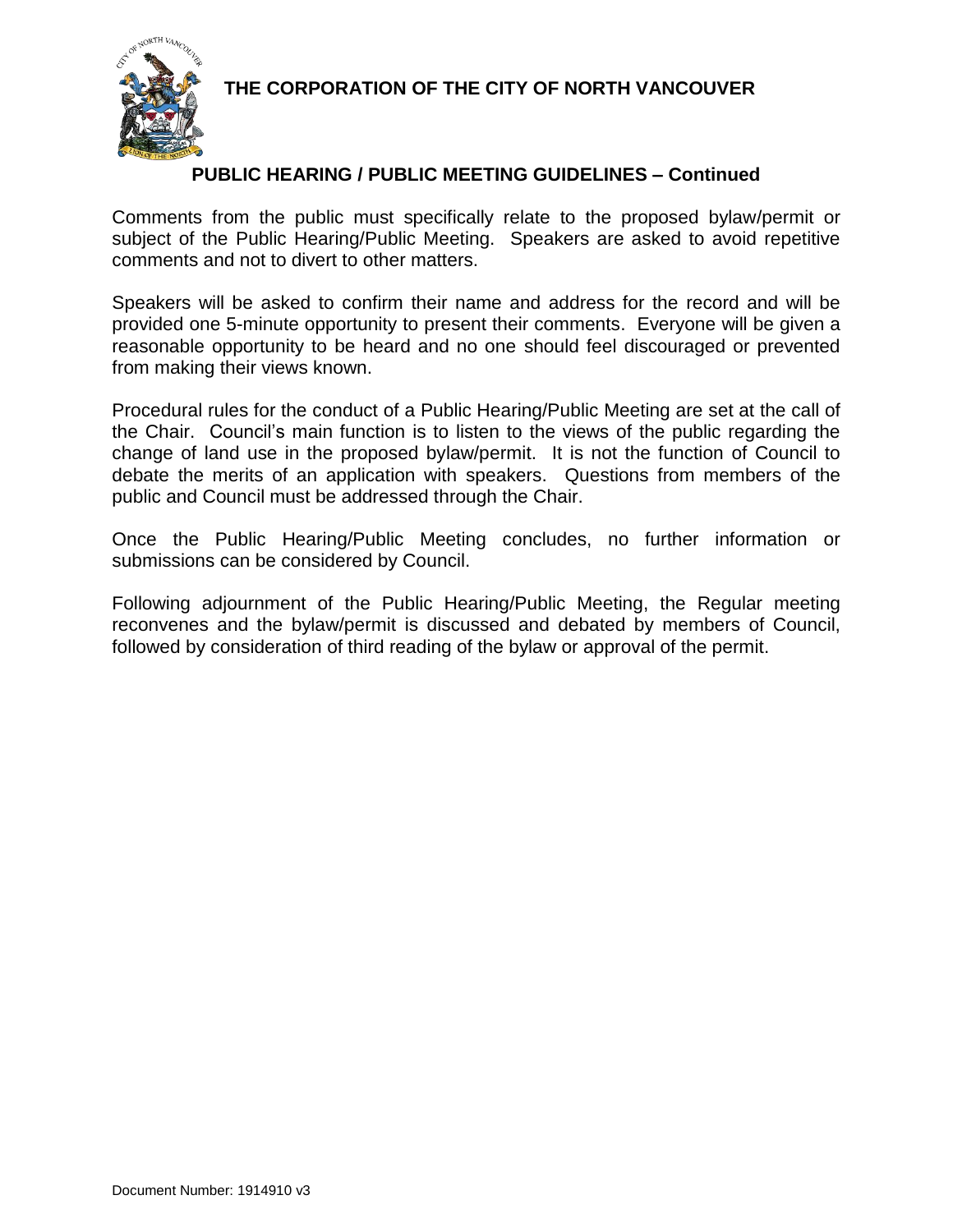**THE CORPORATION OF THE CITY OF NORTH VANCOUVER**

## PUBLIC HEARING / PUBLIC MEETING GUIDELINES – Continued

Comments from the public must specifically relate to the proposed bylaw/permit or subject of the Public Hearing/Public Meeting. Speakers are asked to avoid repetitive comments and not to divert to other matters.

Speakers will be asked to confirm their name and address for the record and will be provided one 5-minute opportunity to present their comments. Everyone will be given a reasonable opportunity to be heard and no one should feel discouraged or prevented from making their views known.

Procedural rules for the conduct of a Public Hearing/Public Meeting are set at the call of the Chair. Council's main function is to listen to the views of the public regarding the change of land use in the proposed bylaw/permit. It is not the function of Council to debate the merits of an application with speakers. Questions from members of the public and Council must be addressed through the Chair.

Once the Public Hearing/Public Meeting concludes, no further information or submissions can be considered by Council.

Following adjournment of the Public Hearing/Public Meeting, the Regular meeting reconvenes and the bylaw/permit is discussed and debated by members of Council, followed by consideration of third reading of the bylaw or approval of the permit.

Document Number: 1914910 v3